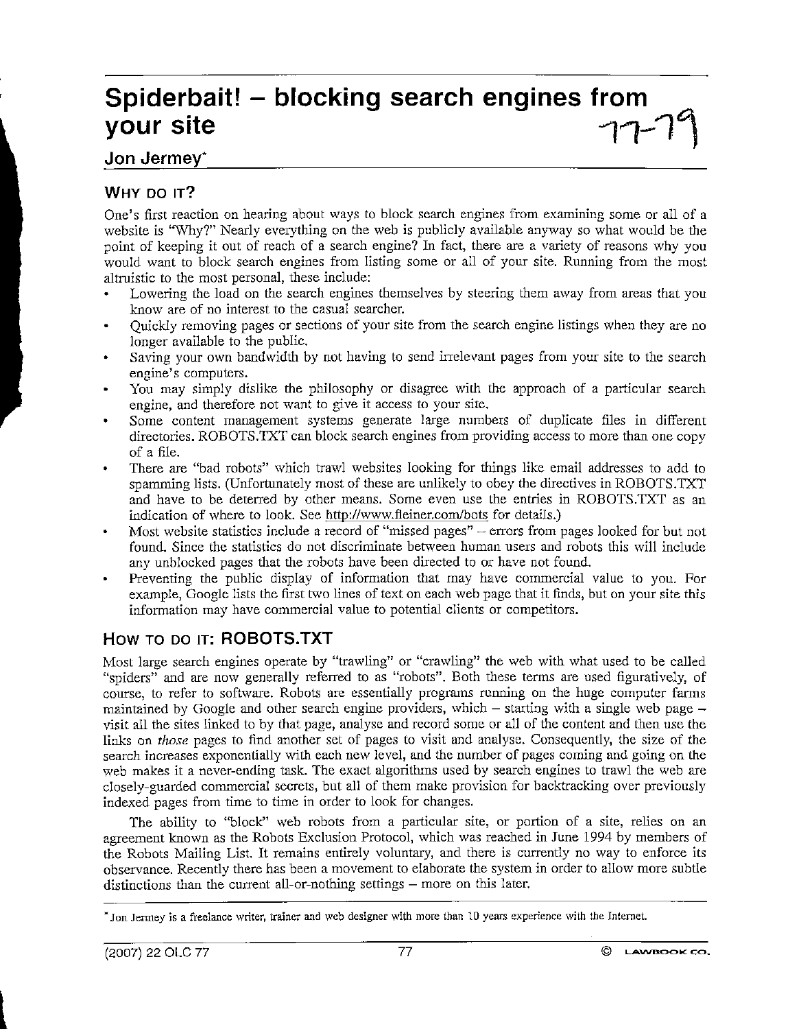# Spiderbait! – blocking search engines from your site

## Jon Jermey*

### WHY DO IT?

One's first reaction on hearing about ways to block search engines from examining some or all of a website is "Why?" Nearly everything on the web is publicly available anyway so what would be the point of keeping it out of reach of a search engine? In fact, there are a variety of reasons why you would want to block search engines from listing some or all of your site. Running from the most altruistic to the most personal, these include:

- Lowering the load on the search engines themselves by steering them away from areas that you know are of no interest to the casual searcher.
- Quickly removing pages or sections of your site from the search engine listings when they are no longer available to the public.
- Saving your own bandwidth by not having to send irrelevant pages from your site to the search engine's computers.
- You may simply dislike the philosophy or disagree with the approach of a particular search engine, and therefore not want to give it access to your site.
- Some content management systems generate large numbers of duplicate files in different directories. ROBOTS.TXT can block search engines from providing access to more than one copy of a file.
- There are "bad robots" which trawl websites looking for things like email addresses to add to spamming lists. (Unfortunately most of these are unlikely to obey the directives in ROBOTS.TXT and have to be deterred by other means. Some even use the entries in ROBOTS.TXT as an indication of where to look. See http://www.fleiner.com/bots for details.)
- Most website statistics include a record of "missed pages" – errors from pages looked for but not found. Since the statistics do not discriminate between human users and robots this will include any unblocked pages that the robots have been directed to or have not found.
- Preventing the public display of information that may have commercial value to you. For example, Google lists the first two lines of text on each web page that it finds, but on your site this information may have commercial value to potential clients or competitors.

### HOW TO DO IT: ROBOTS.TXT

Most large search engines operate by "trawling" or "crawling" the web with what used to be called "spiders" and are now generally referred to as "robots". Both these terms are used figuratively, of course, to refer to software. Robots are essentially programs running on the huge computer farms maintained by Google and other search engine providers, which – starting with a single web page – visit all the sites linked to by that page, analyse and record some or all of the content and then use the links on *those* pages to find another set of pages to visit and analyse. Consequently, the size of the search increases exponentially with each new level, and the number of pages coming and going on the web makes it a never-ending task. The exact algorithms used by search engines to trawl the web are closely-guarded commercial secrets, but all of them make provision for backtracking over previously indexed pages from time to time in order to look for changes.

The ability to "block" web robots from a particular site, or portion of a site, relies on an agreement known as the Robots Exclusion Protocol, which was reached in June 1994 by members of the Robots Mailing List. It remains entirely voluntary, and there is currently no way to enforce its observance. Recently there has been a movement to elaborate the system in order to allow more subtle distinctions than the current all-or-nothing settings – more on this later.

---

* Jon Jermey is a freelance writer, trainer and web designer with more than 10 years experience with the Internet.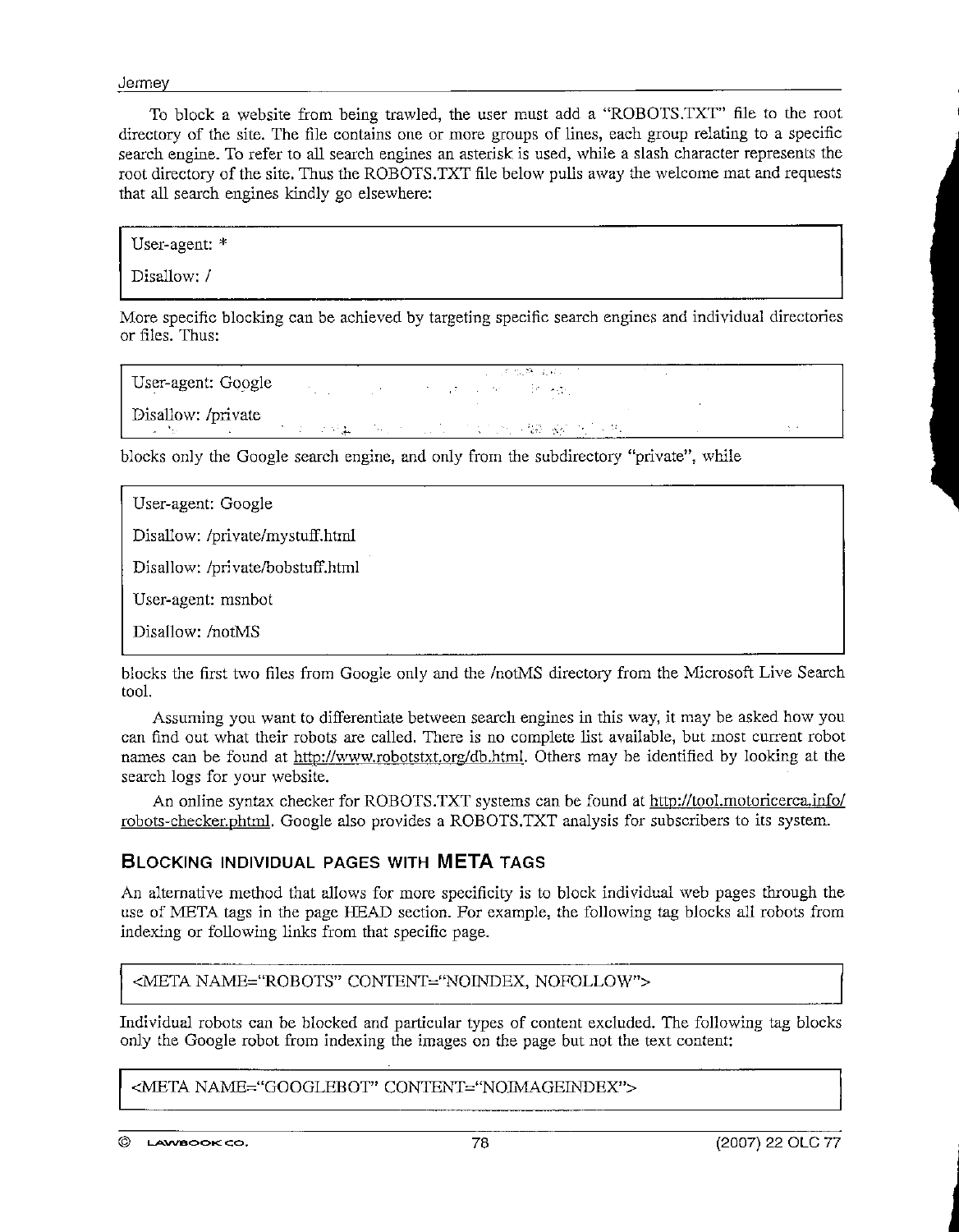To block a website from being trawled, the user must add a "ROBOTS.TXT" file to the root directory of the site. The file contains one or more groups of lines, each group relating to a specific search engine. To refer to all search engines an asterisk is used, while a slash character represents the root directory of the site. Thus the ROBOTS.TXT file below pulls away the welcome mat and requests that all search engines kindly go elsewhere:

```
User-agent: *
Disallow: /
```

More specific blocking can be achieved by targeting specific search engines and individual directories or files. Thus:

```
User-agent: Google
Disallow: /private
```

blocks only the Google search engine, and only from the subdirectory "private", while

```
User-agent: Google
Disallow: /private/mystuff.html
Disallow: /private/bobstuff.html
User-agent: msnbot
Disallow: /notMS
```

blocks the first two files from Google only and the /notMS directory from the Microsoft Live Search tool.

Assuming you want to differentiate between search engines in this way, it may be asked how you can find out what their robots are called. There is no complete list available, but most current robot names can be found at http://www.robotstxt.org/db.html. Others may be identified by looking at the search logs for your website.

An online syntax checker for ROBOTS.TXT systems can be found at http://tool.motoricerca.info/robots-checker.phtml. Google also provides a ROBOTS.TXT analysis for subscribers to its system.

## BLOCKING INDIVIDUAL PAGES WITH META TAGS

An alternative method that allows for more specificity is to block individual web pages through the use of META tags in the page HEAD section. For example, the following tag blocks all robots from indexing or following links from that specific page.

```
<META NAME="ROBOTS" CONTENT="NOINDEX, NOFOLLOW">
```

Individual robots can be blocked and particular types of content excluded. The following tag blocks only the Google robot from indexing the images on the page but not the text content:

```
<META NAME="GOOGLEBOT" CONTENT="NOIMAGEINDEX">
```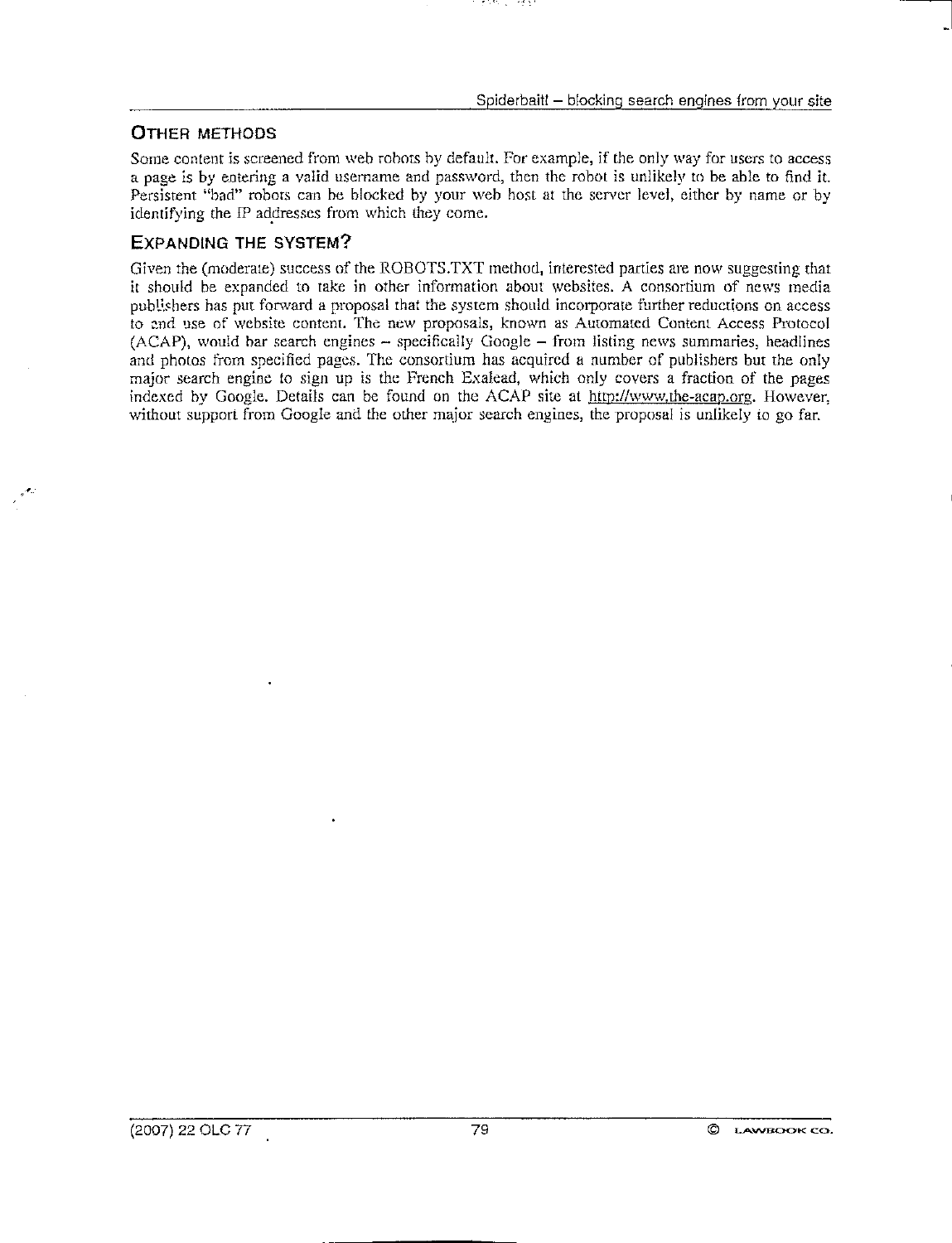## Other methods

Some content is screened from web robots by default. For example, if the only way for users to access a page is by entering a valid username and password, then the robot is unlikely to be able to find it. Persistent "bad" robots can be blocked by your web host at the server level, either by name or by identifying the IP addresses from which they come.

## Expanding the system?

Given the (moderate) success of the ROBOTS.TXT method, interested parties are now suggesting that it should be expanded to take in other information about websites. A consortium of news media publishers has put forward a proposal that the system should incorporate further reductions on access to and use of website content. The new proposals, known as Automated Content Access Protocol (ACAP), would bar search engines – specifically Google – from listing news summaries, headlines and photos from specified pages. The consortium has acquired a number of publishers but the only major search engine to sign up is the French Exalead, which only covers a fraction of the pages indexed by Google. Details can be found on the ACAP site at http://www.the-acap.org. However, without support from Google and the other major search engines, the proposal is unlikely to go far.